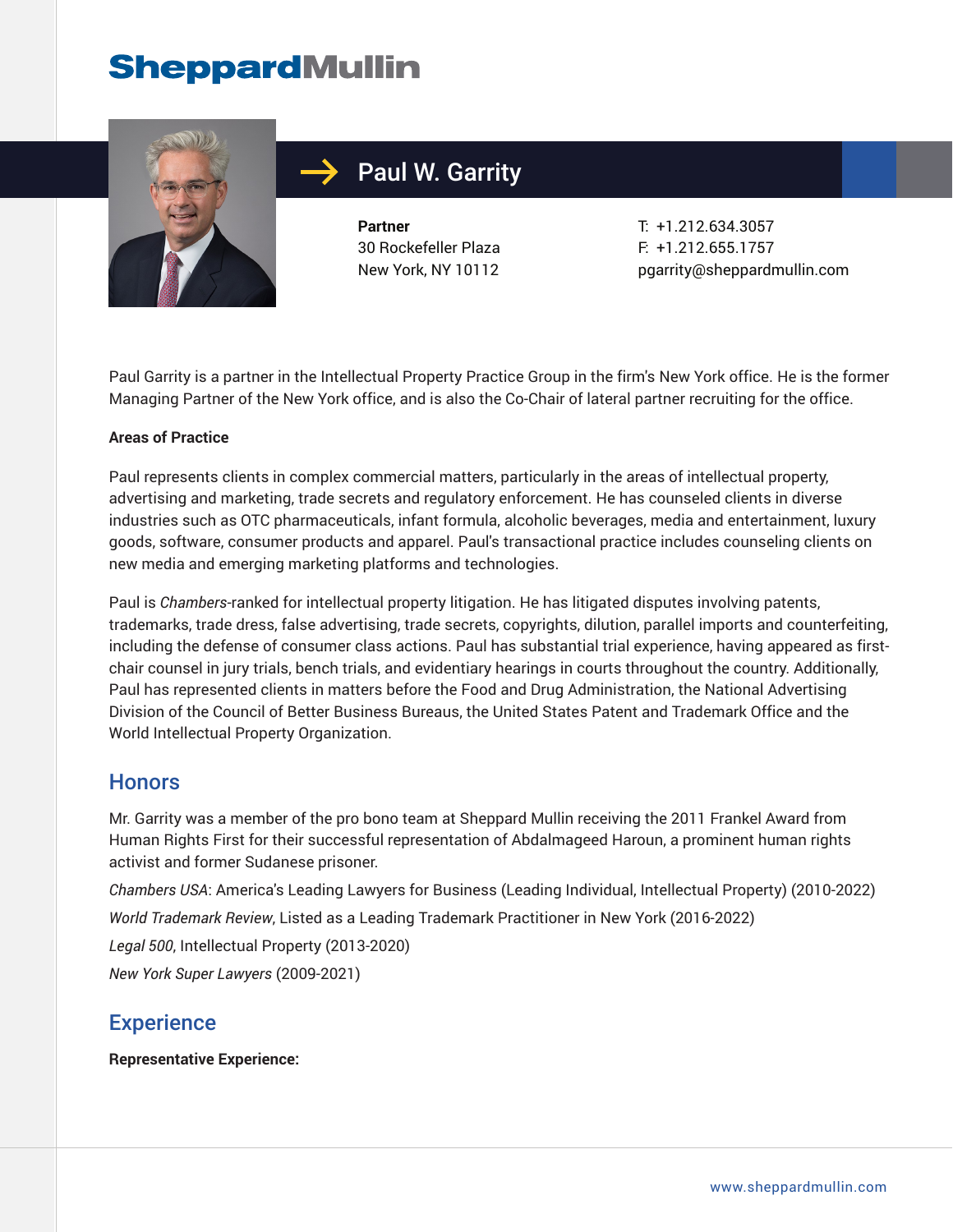# Paul W. Garrity

**Partner**
30 Rockefeller Plaza
New York, NY 10112

T: +1.212.634.3057
F: +1.212.655.1757
pgarrity@sheppardmullin.com

Paul Garrity is a partner in the Intellectual Property Practice Group in the firm's New York office. He is the former Managing Partner of the New York office, and is also the Co-Chair of lateral partner recruiting for the office.

**Areas of Practice**

Paul represents clients in complex commercial matters, particularly in the areas of intellectual property, advertising and marketing, trade secrets and regulatory enforcement. He has counseled clients in diverse industries such as OTC pharmaceuticals, infant formula, alcoholic beverages, media and entertainment, luxury goods, software, consumer products and apparel. Paul's transactional practice includes counseling clients on new media and emerging marketing platforms and technologies.

Paul is *Chambers*-ranked for intellectual property litigation. He has litigated disputes involving patents, trademarks, trade dress, false advertising, trade secrets, copyrights, dilution, parallel imports and counterfeiting, including the defense of consumer class actions. Paul has substantial trial experience, having appeared as first-chair counsel in jury trials, bench trials, and evidentiary hearings in courts throughout the country. Additionally, Paul has represented clients in matters before the Food and Drug Administration, the National Advertising Division of the Council of Better Business Bureaus, the United States Patent and Trademark Office and the World Intellectual Property Organization.

## Honors

Mr. Garrity was a member of the pro bono team at Sheppard Mullin receiving the 2011 Frankel Award from Human Rights First for their successful representation of Abdalmageed Haroun, a prominent human rights activist and former Sudanese prisoner.

*Chambers USA*: America's Leading Lawyers for Business (Leading Individual, Intellectual Property) (2010-2022)

*World Trademark Review*, Listed as a Leading Trademark Practitioner in New York (2016-2022)

*Legal 500*, Intellectual Property (2013-2020)

*New York Super Lawyers* (2009-2021)

## Experience

**Representative Experience:**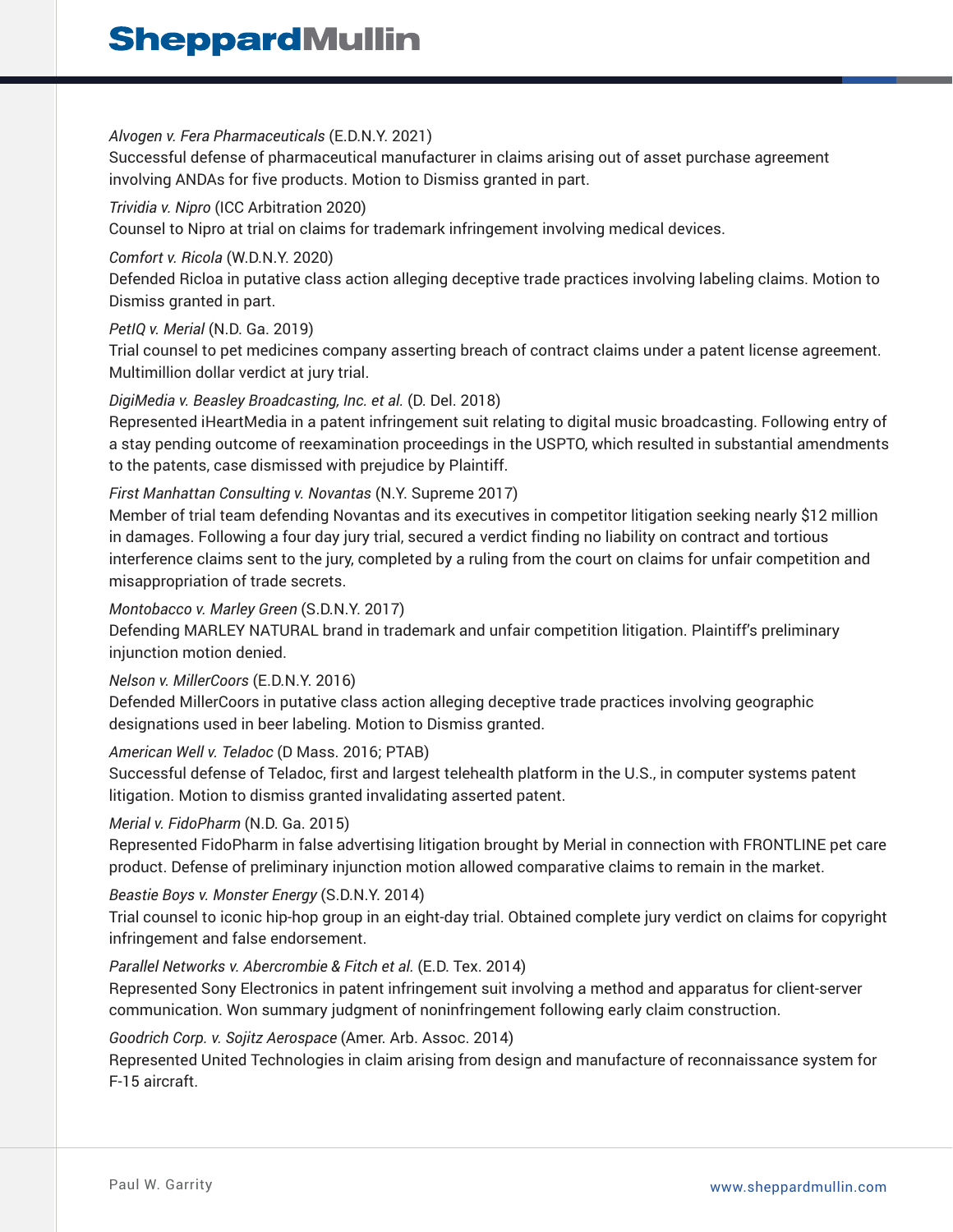*Alvogen v. Fera Pharmaceuticals* (E.D.N.Y. 2021)
Successful defense of pharmaceutical manufacturer in claims arising out of asset purchase agreement involving ANDAs for five products. Motion to Dismiss granted in part.

*Trividia v. Nipro* (ICC Arbitration 2020)
Counsel to Nipro at trial on claims for trademark infringement involving medical devices.

*Comfort v. Ricola* (W.D.N.Y. 2020)
Defended Ricloa in putative class action alleging deceptive trade practices involving labeling claims. Motion to Dismiss granted in part.

*PetIQ v. Merial* (N.D. Ga. 2019)
Trial counsel to pet medicines company asserting breach of contract claims under a patent license agreement. Multimillion dollar verdict at jury trial.

*DigiMedia v. Beasley Broadcasting, Inc. et al.* (D. Del. 2018)
Represented iHeartMedia in a patent infringement suit relating to digital music broadcasting. Following entry of a stay pending outcome of reexamination proceedings in the USPTO, which resulted in substantial amendments to the patents, case dismissed with prejudice by Plaintiff.

*First Manhattan Consulting v. Novantas* (N.Y. Supreme 2017)
Member of trial team defending Novantas and its executives in competitor litigation seeking nearly $12 million in damages. Following a four day jury trial, secured a verdict finding no liability on contract and tortious interference claims sent to the jury, completed by a ruling from the court on claims for unfair competition and misappropriation of trade secrets.

*Montobacco v. Marley Green* (S.D.N.Y. 2017)
Defending MARLEY NATURAL brand in trademark and unfair competition litigation. Plaintiff's preliminary injunction motion denied.

*Nelson v. MillerCoors* (E.D.N.Y. 2016)
Defended MillerCoors in putative class action alleging deceptive trade practices involving geographic designations used in beer labeling. Motion to Dismiss granted.

*American Well v. Teladoc* (D Mass. 2016; PTAB)
Successful defense of Teladoc, first and largest telehealth platform in the U.S., in computer systems patent litigation. Motion to dismiss granted invalidating asserted patent.

*Merial v. FidoPharm* (N.D. Ga. 2015)
Represented FidoPharm in false advertising litigation brought by Merial in connection with FRONTLINE pet care product. Defense of preliminary injunction motion allowed comparative claims to remain in the market.

*Beastie Boys v. Monster Energy* (S.D.N.Y. 2014)
Trial counsel to iconic hip-hop group in an eight-day trial. Obtained complete jury verdict on claims for copyright infringement and false endorsement.

*Parallel Networks v. Abercrombie & Fitch et al.* (E.D. Tex. 2014)
Represented Sony Electronics in patent infringement suit involving a method and apparatus for client-server communication. Won summary judgment of noninfringement following early claim construction.

*Goodrich Corp. v. Sojitz Aerospace* (Amer. Arb. Assoc. 2014)
Represented United Technologies in claim arising from design and manufacture of reconnaissance system for F-15 aircraft.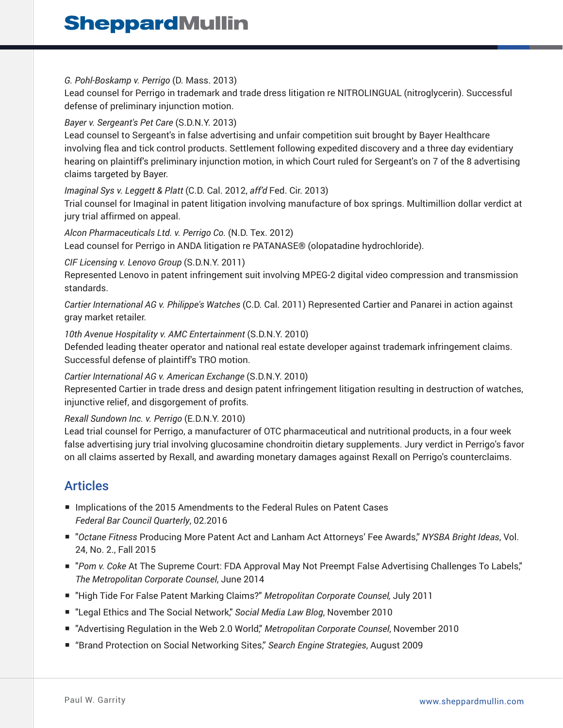*G. Pohl-Boskamp v. Perrigo* (D. Mass. 2013)
Lead counsel for Perrigo in trademark and trade dress litigation re NITROLINGUAL (nitroglycerin). Successful defense of preliminary injunction motion.

*Bayer v. Sergeant's Pet Care* (S.D.N.Y. 2013)
Lead counsel to Sergeant's in false advertising and unfair competition suit brought by Bayer Healthcare involving flea and tick control products. Settlement following expedited discovery and a three day evidentiary hearing on plaintiff's preliminary injunction motion, in which Court ruled for Sergeant's on 7 of the 8 advertising claims targeted by Bayer.

*Imaginal Sys v. Leggett & Platt* (C.D. Cal. 2012, *aff'd* Fed. Cir. 2013)
Trial counsel for Imaginal in patent litigation involving manufacture of box springs. Multimillion dollar verdict at jury trial affirmed on appeal.

*Alcon Pharmaceuticals Ltd. v. Perrigo Co.* (N.D. Tex. 2012)
Lead counsel for Perrigo in ANDA litigation re PATANASE® (olopatadine hydrochloride).

*CIF Licensing v. Lenovo Group* (S.D.N.Y. 2011)
Represented Lenovo in patent infringement suit involving MPEG-2 digital video compression and transmission standards.

*Cartier International AG v. Philippe's Watches* (C.D. Cal. 2011) Represented Cartier and Panarei in action against gray market retailer.

*10th Avenue Hospitality v. AMC Entertainment* (S.D.N.Y. 2010)
Defended leading theater operator and national real estate developer against trademark infringement claims. Successful defense of plaintiff's TRO motion.

*Cartier International AG v. American Exchange* (S.D.N.Y. 2010)
Represented Cartier in trade dress and design patent infringement litigation resulting in destruction of watches, injunctive relief, and disgorgement of profits.

*Rexall Sundown Inc. v. Perrigo* (E.D.N.Y. 2010)
Lead trial counsel for Perrigo, a manufacturer of OTC pharmaceutical and nutritional products, in a four week false advertising jury trial involving glucosamine chondroitin dietary supplements. Jury verdict in Perrigo's favor on all claims asserted by Rexall, and awarding monetary damages against Rexall on Perrigo's counterclaims.

## Articles

- Implications of the 2015 Amendments to the Federal Rules on Patent Cases
  *Federal Bar Council Quarterly*, 02.2016
- "*Octane Fitness* Producing More Patent Act and Lanham Act Attorneys' Fee Awards," *NYSBA Bright Ideas*, Vol. 24, No. 2., Fall 2015
- "*Pom v. Coke* At The Supreme Court: FDA Approval May Not Preempt False Advertising Challenges To Labels," *The Metropolitan Corporate Counsel*, June 2014
- "High Tide For False Patent Marking Claims?" *Metropolitan Corporate Counsel,* July 2011
- "Legal Ethics and The Social Network," *Social Media Law Blog*, November 2010
- "Advertising Regulation in the Web 2.0 World," *Metropolitan Corporate Counsel*, November 2010
- "Brand Protection on Social Networking Sites," *Search Engine Strategies*, August 2009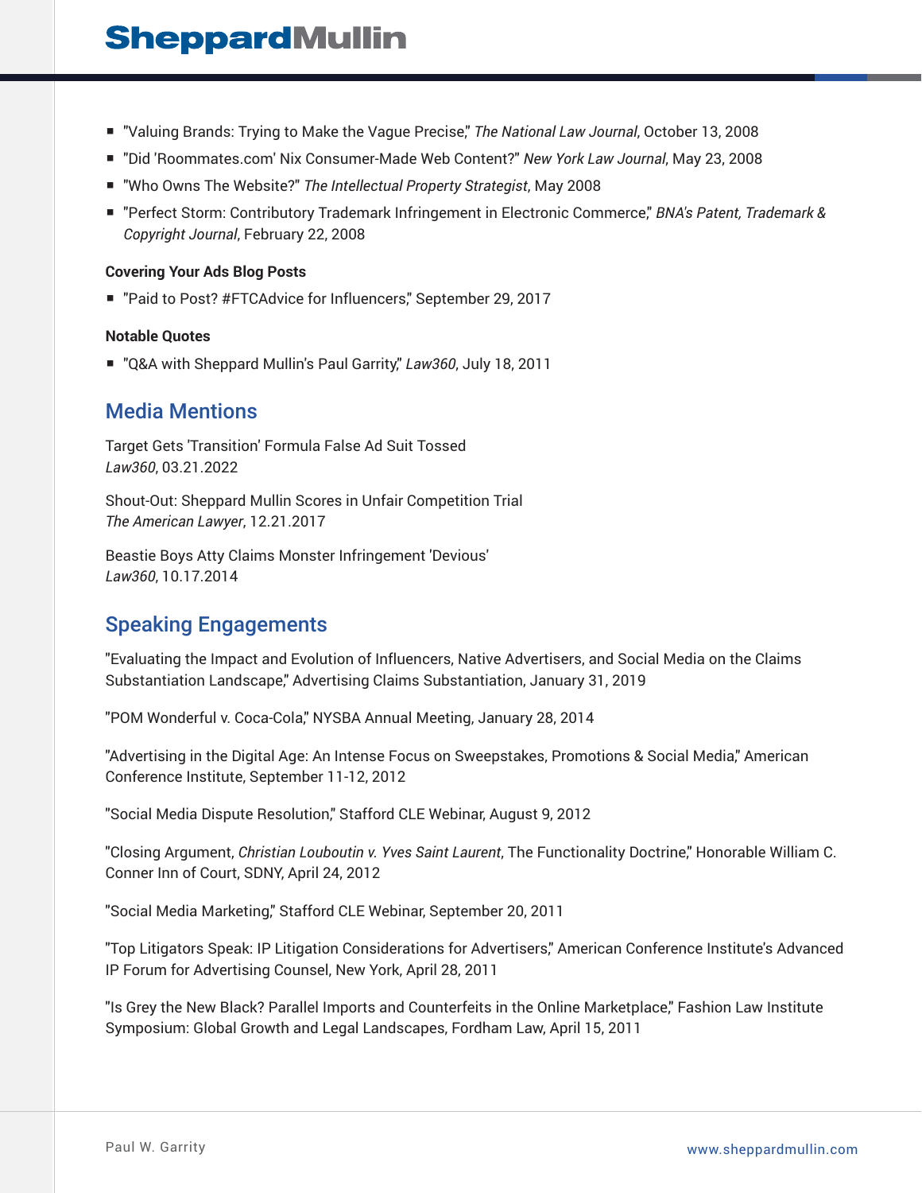- "Valuing Brands: Trying to Make the Vague Precise," *The National Law Journal*, October 13, 2008
- "Did 'Roommates.com' Nix Consumer-Made Web Content?" *New York Law Journal*, May 23, 2008
- "Who Owns The Website?" *The Intellectual Property Strategist*, May 2008
- "Perfect Storm: Contributory Trademark Infringement in Electronic Commerce," *BNA's Patent, Trademark & Copyright Journal*, February 22, 2008

**Covering Your Ads Blog Posts**

- "Paid to Post? #FTCAdvice for Influencers," September 29, 2017

**Notable Quotes**

- "Q&A with Sheppard Mullin's Paul Garrity," *Law360*, July 18, 2011

## Media Mentions

Target Gets 'Transition' Formula False Ad Suit Tossed
*Law360*, 03.21.2022

Shout-Out: Sheppard Mullin Scores in Unfair Competition Trial
*The American Lawyer*, 12.21.2017

Beastie Boys Atty Claims Monster Infringement 'Devious'
*Law360*, 10.17.2014

## Speaking Engagements

"Evaluating the Impact and Evolution of Influencers, Native Advertisers, and Social Media on the Claims Substantiation Landscape," Advertising Claims Substantiation, January 31, 2019

"POM Wonderful v. Coca-Cola," NYSBA Annual Meeting, January 28, 2014

"Advertising in the Digital Age: An Intense Focus on Sweepstakes, Promotions & Social Media," American Conference Institute, September 11-12, 2012

"Social Media Dispute Resolution," Stafford CLE Webinar, August 9, 2012

"Closing Argument, *Christian Louboutin v. Yves Saint Laurent*, The Functionality Doctrine," Honorable William C. Conner Inn of Court, SDNY, April 24, 2012

"Social Media Marketing," Stafford CLE Webinar, September 20, 2011

"Top Litigators Speak: IP Litigation Considerations for Advertisers," American Conference Institute's Advanced IP Forum for Advertising Counsel, New York, April 28, 2011

"Is Grey the New Black? Parallel Imports and Counterfeits in the Online Marketplace," Fashion Law Institute Symposium: Global Growth and Legal Landscapes, Fordham Law, April 15, 2011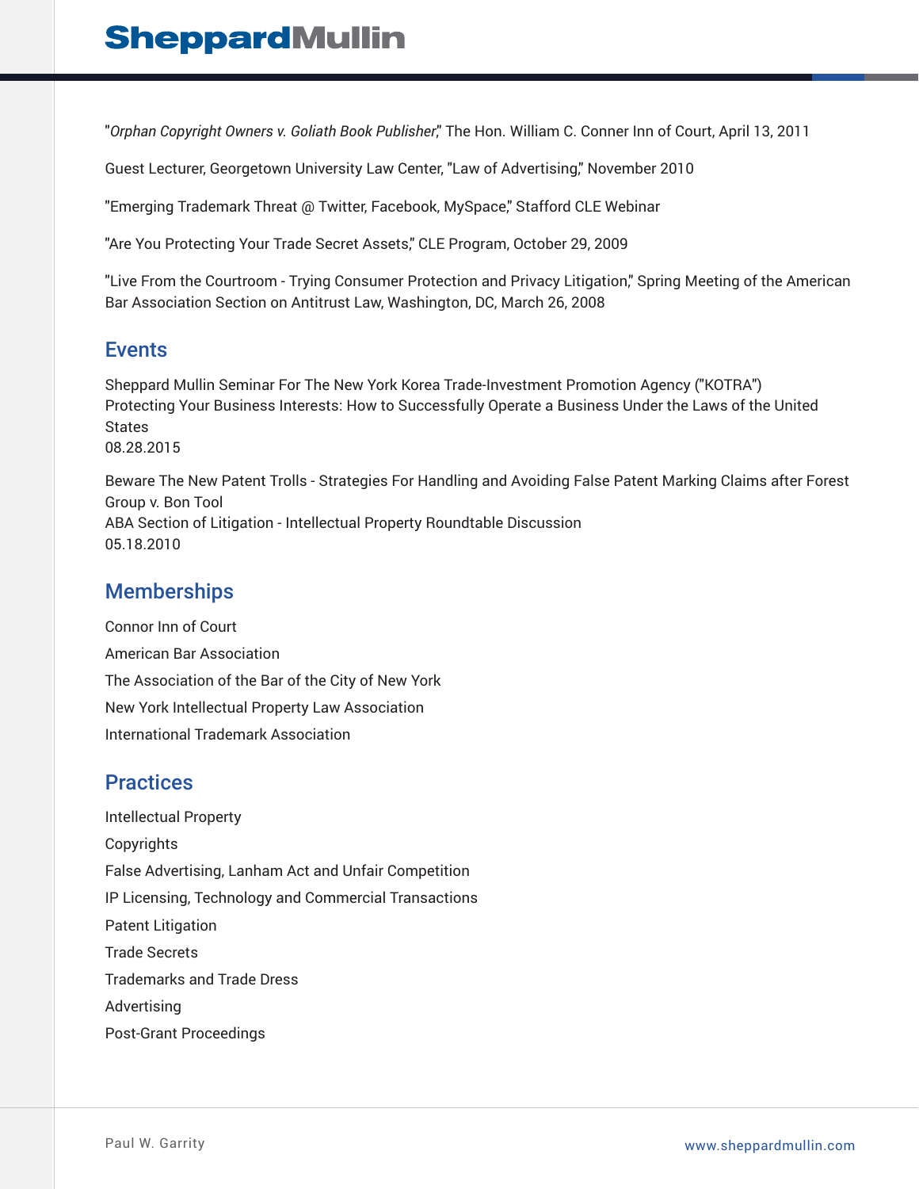"*Orphan Copyright Owners v. Goliath Book Publisher*," The Hon. William C. Conner Inn of Court, April 13, 2011

Guest Lecturer, Georgetown University Law Center, "Law of Advertising," November 2010

"Emerging Trademark Threat @ Twitter, Facebook, MySpace," Stafford CLE Webinar

"Are You Protecting Your Trade Secret Assets," CLE Program, October 29, 2009

"Live From the Courtroom - Trying Consumer Protection and Privacy Litigation," Spring Meeting of the American Bar Association Section on Antitrust Law, Washington, DC, March 26, 2008

## Events

Sheppard Mullin Seminar For The New York Korea Trade-Investment Promotion Agency ("KOTRA")
Protecting Your Business Interests: How to Successfully Operate a Business Under the Laws of the United States
08.28.2015

Beware The New Patent Trolls - Strategies For Handling and Avoiding False Patent Marking Claims after Forest Group v. Bon Tool
ABA Section of Litigation - Intellectual Property Roundtable Discussion
05.18.2010

## Memberships

Connor Inn of Court

American Bar Association

The Association of the Bar of the City of New York

New York Intellectual Property Law Association

International Trademark Association

## Practices

Intellectual Property

Copyrights

False Advertising, Lanham Act and Unfair Competition

IP Licensing, Technology and Commercial Transactions

Patent Litigation

Trade Secrets

Trademarks and Trade Dress

Advertising

Post-Grant Proceedings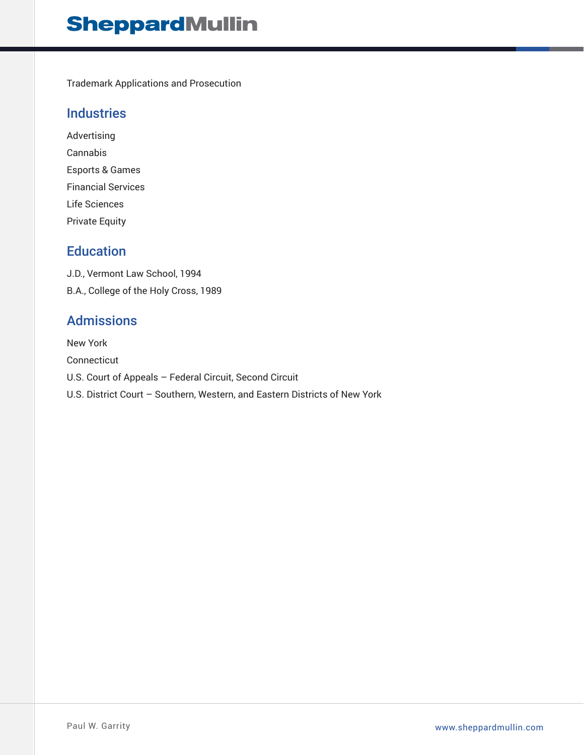Trademark Applications and Prosecution

## Industries

Advertising

Cannabis

Esports & Games

Financial Services

Life Sciences

Private Equity

## Education

J.D., Vermont Law School, 1994

B.A., College of the Holy Cross, 1989

## Admissions

New York

Connecticut

U.S. Court of Appeals – Federal Circuit, Second Circuit

U.S. District Court – Southern, Western, and Eastern Districts of New York